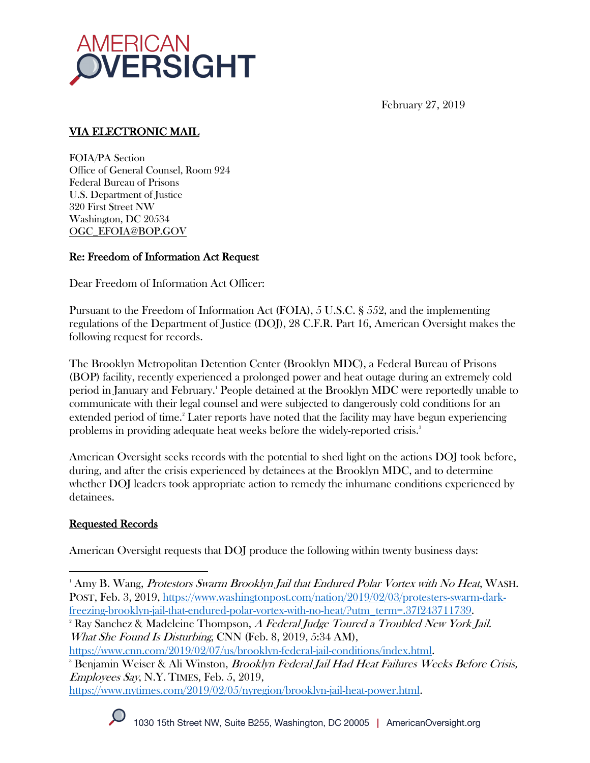# AMERICAN OVERSIGHT

February 27, 2019

**VIA ELECTRONIC MAIL**

FOIA/PA Section
Office of General Counsel, Room 924
Federal Bureau of Prisons
U.S. Department of Justice
320 First Street NW
Washington, DC 20534
OGC_EFOIA@BOP.GOV

**Re: Freedom of Information Act Request**

Dear Freedom of Information Act Officer:

Pursuant to the Freedom of Information Act (FOIA), 5 U.S.C. § 552, and the implementing regulations of the Department of Justice (DOJ), 28 C.F.R. Part 16, American Oversight makes the following request for records.

The Brooklyn Metropolitan Detention Center (Brooklyn MDC), a Federal Bureau of Prisons (BOP) facility, recently experienced a prolonged power and heat outage during an extremely cold period in January and February.[1] People detained at the Brooklyn MDC were reportedly unable to communicate with their legal counsel and were subjected to dangerously cold conditions for an extended period of time.[2] Later reports have noted that the facility may have begun experiencing problems in providing adequate heat weeks before the widely-reported crisis.[3]

American Oversight seeks records with the potential to shed light on the actions DOJ took before, during, and after the crisis experienced by detainees at the Brooklyn MDC, and to determine whether DOJ leaders took appropriate action to remedy the inhumane conditions experienced by detainees.

**Requested Records**

American Oversight requests that DOJ produce the following within twenty business days:

---

[1] Amy B. Wang, *Protestors Swarm Brooklyn Jail that Endured Polar Vortex with No Heat*, WASH. POST, Feb. 3, 2019, https://www.washingtonpost.com/nation/2019/02/03/protesters-swarm-dark-freezing-brooklyn-jail-that-endured-polar-vortex-with-no-heat/?utm_term=.37f243711739.

[2] Ray Sanchez & Madeleine Thompson, *A Federal Judge Toured a Troubled New York Jail. What She Found Is Disturbing*, CNN (Feb. 8, 2019, 5:34 AM), https://www.cnn.com/2019/02/07/us/brooklyn-federal-jail-conditions/index.html.

[3] Benjamin Weiser & Ali Winston, *Brooklyn Federal Jail Had Heat Failures Weeks Before Crisis, Employees Say*, N.Y. TIMES, Feb. 5, 2019, https://www.nytimes.com/2019/02/05/nyregion/brooklyn-jail-heat-power.html.

1030 15th Street NW, Suite B255, Washington, DC 20005 | AmericanOversight.org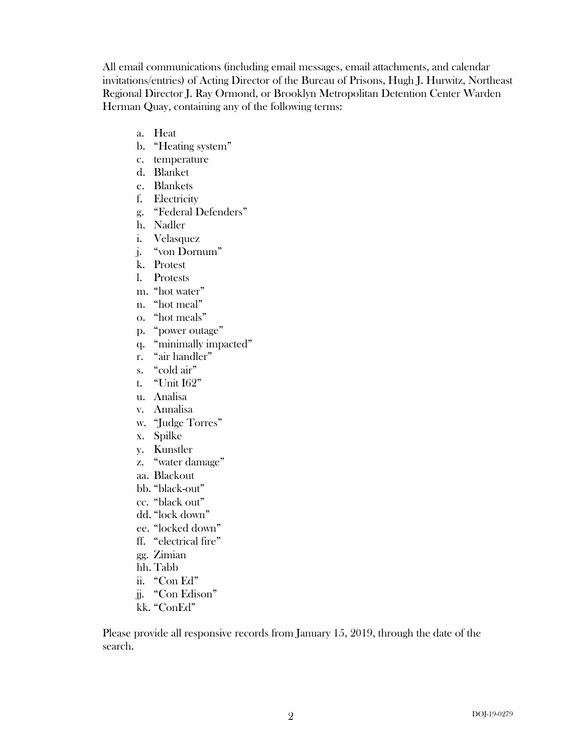All email communications (including email messages, email attachments, and calendar invitations/entries) of Acting Director of the Bureau of Prisons, Hugh J. Hurwitz, Northeast Regional Director J. Ray Ormond, or Brooklyn Metropolitan Detention Center Warden Herman Quay, containing any of the following terms:

a. Heat
b. "Heating system"
c. temperature
d. Blanket
e. Blankets
f. Electricity
g. "Federal Defenders"
h. Nadler
i. Velasquez
j. "von Dornum"
k. Protest
l. Protests
m. "hot water"
n. "hot meal"
o. "hot meals"
p. "power outage"
q. "minimally impacted"
r. "air handler"
s. "cold air"
t. "Unit I62"
u. Analisa
v. Annalisa
w. "Judge Torres"
x. Spilke
y. Kunstler
z. "water damage"
aa. Blackout
bb. "black-out"
cc. "black out"
dd. "lock down"
ee. "locked down"
ff. "electrical fire"
gg. Zimian
hh. Tabb
ii. "Con Ed"
jj. "Con Edison"
kk. "ConEd"

Please provide all responsive records from January 15, 2019, through the date of the search.

DOJ-19-0279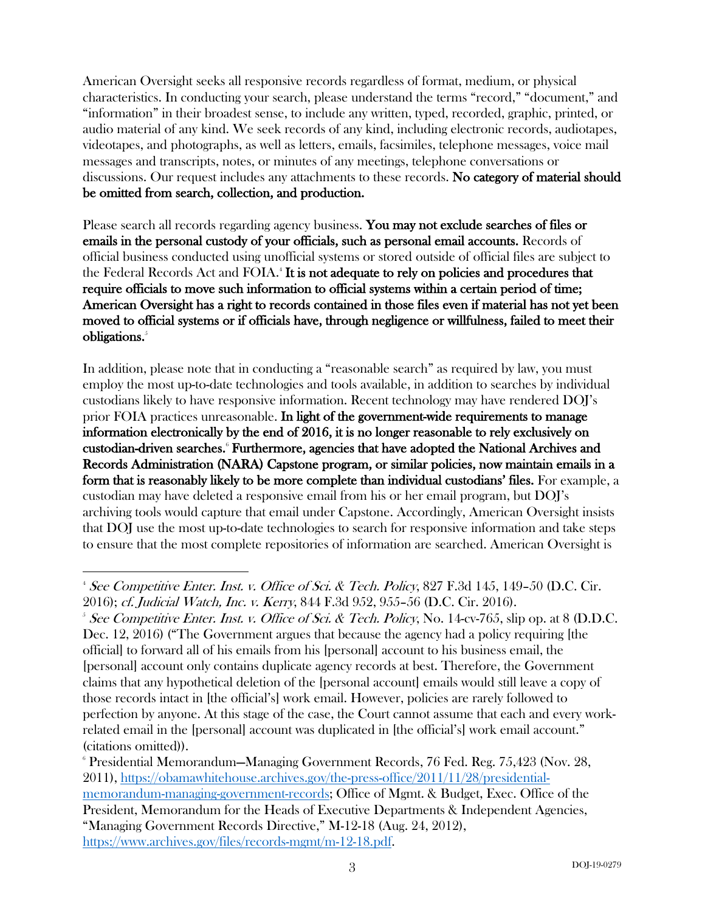American Oversight seeks all responsive records regardless of format, medium, or physical characteristics. In conducting your search, please understand the terms "record," "document," and "information" in their broadest sense, to include any written, typed, recorded, graphic, printed, or audio material of any kind. We seek records of any kind, including electronic records, audiotapes, videotapes, and photographs, as well as letters, emails, facsimiles, telephone messages, voice mail messages and transcripts, notes, or minutes of any meetings, telephone conversations or discussions. Our request includes any attachments to these records. **No category of material should be omitted from search, collection, and production.**

Please search all records regarding agency business. **You may not exclude searches of files or emails in the personal custody of your officials, such as personal email accounts.** Records of official business conducted using unofficial systems or stored outside of official files are subject to the Federal Records Act and FOIA.[4] **It is not adequate to rely on policies and procedures that require officials to move such information to official systems within a certain period of time; American Oversight has a right to records contained in those files even if material has not yet been moved to official systems or if officials have, through negligence or willfulness, failed to meet their obligations.**[5]

In addition, please note that in conducting a "reasonable search" as required by law, you must employ the most up-to-date technologies and tools available, in addition to searches by individual custodians likely to have responsive information. Recent technology may have rendered DOJ's prior FOIA practices unreasonable. **In light of the government-wide requirements to manage information electronically by the end of 2016, it is no longer reasonable to rely exclusively on custodian-driven searches.**[6] **Furthermore, agencies that have adopted the National Archives and Records Administration (NARA) Capstone program, or similar policies, now maintain emails in a form that is reasonably likely to be more complete than individual custodians' files.** For example, a custodian may have deleted a responsive email from his or her email program, but DOJ's archiving tools would capture that email under Capstone. Accordingly, American Oversight insists that DOJ use the most up-to-date technologies to search for responsive information and take steps to ensure that the most complete repositories of information are searched. American Oversight is

---

[4] *See Competitive Enter. Inst. v. Office of Sci. & Tech. Policy*, 827 F.3d 145, 149–50 (D.C. Cir. 2016); *cf. Judicial Watch, Inc. v. Kerry*, 844 F.3d 952, 955–56 (D.C. Cir. 2016).

[5] *See Competitive Enter. Inst. v. Office of Sci. & Tech. Policy*, No. 14-cv-765, slip op. at 8 (D.D.C. Dec. 12, 2016) ("The Government argues that because the agency had a policy requiring [the official] to forward all of his emails from his [personal] account to his business email, the [personal] account only contains duplicate agency records at best. Therefore, the Government claims that any hypothetical deletion of the [personal account] emails would still leave a copy of those records intact in [the official's] work email. However, policies are rarely followed to perfection by anyone. At this stage of the case, the Court cannot assume that each and every work-related email in the [personal] account was duplicated in [the official's] work email account." (citations omitted)).

[6] Presidential Memorandum—Managing Government Records, 76 Fed. Reg. 75,423 (Nov. 28, 2011), https://obamawhitehouse.archives.gov/the-press-office/2011/11/28/presidential-memorandum-managing-government-records; Office of Mgmt. & Budget, Exec. Office of the President, Memorandum for the Heads of Executive Departments & Independent Agencies, "Managing Government Records Directive," M-12-18 (Aug. 24, 2012), https://www.archives.gov/files/records-mgmt/m-12-18.pdf.

DOJ-19-0279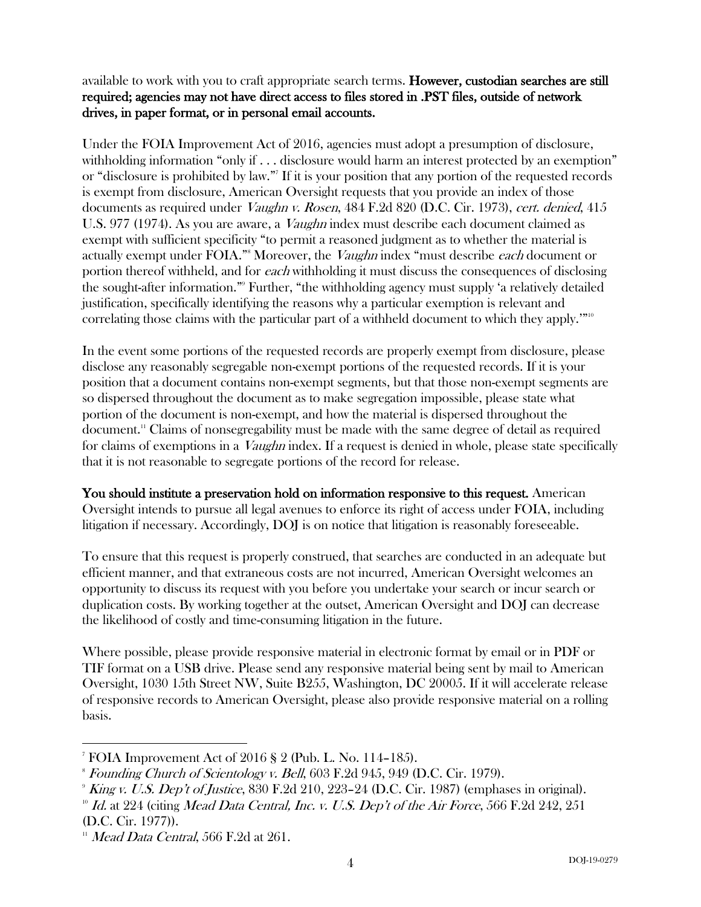available to work with you to craft appropriate search terms. **However, custodian searches are still required; agencies may not have direct access to files stored in .PST files, outside of network drives, in paper format, or in personal email accounts.**

Under the FOIA Improvement Act of 2016, agencies must adopt a presumption of disclosure, withholding information "only if . . . disclosure would harm an interest protected by an exemption" or "disclosure is prohibited by law."[7] If it is your position that any portion of the requested records is exempt from disclosure, American Oversight requests that you provide an index of those documents as required under *Vaughn v. Rosen*, 484 F.2d 820 (D.C. Cir. 1973), *cert. denied*, 415 U.S. 977 (1974). As you are aware, a *Vaughn* index must describe each document claimed as exempt with sufficient specificity "to permit a reasoned judgment as to whether the material is actually exempt under FOIA."[8] Moreover, the *Vaughn* index "must describe *each* document or portion thereof withheld, and for *each* withholding it must discuss the consequences of disclosing the sought-after information."[9] Further, "the withholding agency must supply 'a relatively detailed justification, specifically identifying the reasons why a particular exemption is relevant and correlating those claims with the particular part of a withheld document to which they apply.'"[10]

In the event some portions of the requested records are properly exempt from disclosure, please disclose any reasonably segregable non-exempt portions of the requested records. If it is your position that a document contains non-exempt segments, but that those non-exempt segments are so dispersed throughout the document as to make segregation impossible, please state what portion of the document is non-exempt, and how the material is dispersed throughout the document.[11] Claims of nonsegregability must be made with the same degree of detail as required for claims of exemptions in a *Vaughn* index. If a request is denied in whole, please state specifically that it is not reasonable to segregate portions of the record for release.

**You should institute a preservation hold on information responsive to this request.** American Oversight intends to pursue all legal avenues to enforce its right of access under FOIA, including litigation if necessary. Accordingly, DOJ is on notice that litigation is reasonably foreseeable.

To ensure that this request is properly construed, that searches are conducted in an adequate but efficient manner, and that extraneous costs are not incurred, American Oversight welcomes an opportunity to discuss its request with you before you undertake your search or incur search or duplication costs. By working together at the outset, American Oversight and DOJ can decrease the likelihood of costly and time-consuming litigation in the future.

Where possible, please provide responsive material in electronic format by email or in PDF or TIF format on a USB drive. Please send any responsive material being sent by mail to American Oversight, 1030 15th Street NW, Suite B255, Washington, DC 20005. If it will accelerate release of responsive records to American Oversight, please also provide responsive material on a rolling basis.

---

[7] FOIA Improvement Act of 2016 § 2 (Pub. L. No. 114–185).

[8] *Founding Church of Scientology v. Bell*, 603 F.2d 945, 949 (D.C. Cir. 1979).

[9] *King v. U.S. Dep't of Justice*, 830 F.2d 210, 223–24 (D.C. Cir. 1987) (emphases in original).

[10] *Id.* at 224 (citing *Mead Data Central, Inc. v. U.S. Dep't of the Air Force*, 566 F.2d 242, 251 (D.C. Cir. 1977)).

[11] *Mead Data Central*, 566 F.2d at 261.

DOJ-19-0279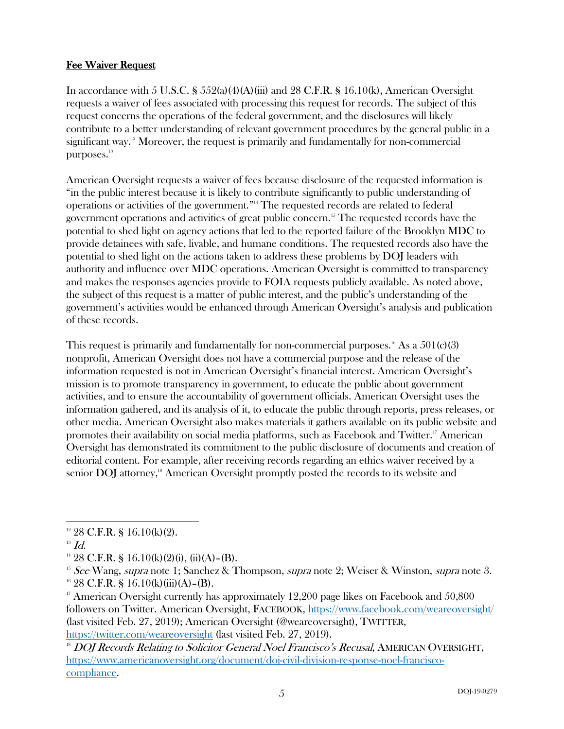## <u>Fee Waiver Request</u>

In accordance with 5 U.S.C. § 552(a)(4)(A)(iii) and 28 C.F.R. § 16.10(k), American Oversight requests a waiver of fees associated with processing this request for records. The subject of this request concerns the operations of the federal government, and the disclosures will likely contribute to a better understanding of relevant government procedures by the general public in a significant way.[12] Moreover, the request is primarily and fundamentally for non-commercial purposes.[13]

American Oversight requests a waiver of fees because disclosure of the requested information is "in the public interest because it is likely to contribute significantly to public understanding of operations or activities of the government."[14] The requested records are related to federal government operations and activities of great public concern.[15] The requested records have the potential to shed light on agency actions that led to the reported failure of the Brooklyn MDC to provide detainees with safe, livable, and humane conditions. The requested records also have the potential to shed light on the actions taken to address these problems by DOJ leaders with authority and influence over MDC operations. American Oversight is committed to transparency and makes the responses agencies provide to FOIA requests publicly available. As noted above, the subject of this request is a matter of public interest, and the public's understanding of the government's activities would be enhanced through American Oversight's analysis and publication of these records.

This request is primarily and fundamentally for non-commercial purposes.[16] As a 501(c)(3) nonprofit, American Oversight does not have a commercial purpose and the release of the information requested is not in American Oversight's financial interest. American Oversight's mission is to promote transparency in government, to educate the public about government activities, and to ensure the accountability of government officials. American Oversight uses the information gathered, and its analysis of it, to educate the public through reports, press releases, or other media. American Oversight also makes materials it gathers available on its public website and promotes their availability on social media platforms, such as Facebook and Twitter.[17] American Oversight has demonstrated its commitment to the public disclosure of documents and creation of editorial content. For example, after receiving records regarding an ethics waiver received by a senior DOJ attorney,[18] American Oversight promptly posted the records to its website and

---

[12] 28 C.F.R. § 16.10(k)(2).

[13] *Id.*

[14] 28 C.F.R. § 16.10(k)(2)(i), (ii)(A)–(B).

[15] *See* Wang, *supra* note 1; Sanchez & Thompson, *supra* note 2; Weiser & Winston, *supra* note 3.

[16] 28 C.F.R. § 16.10(k)(iii)(A)–(B).

[17] American Oversight currently has approximately 12,200 page likes on Facebook and 50,800 followers on Twitter. American Oversight, FACEBOOK, https://www.facebook.com/weareoversight/ (last visited Feb. 27, 2019); American Oversight (@weareoversight), TWITTER, https://twitter.com/weareoversight (last visited Feb. 27, 2019).

[18] *DOJ Records Relating to Solicitor General Noel Francisco's Recusal*, AMERICAN OVERSIGHT, https://www.americanoversight.org/document/doj-civil-division-response-noel-francisco-compliance.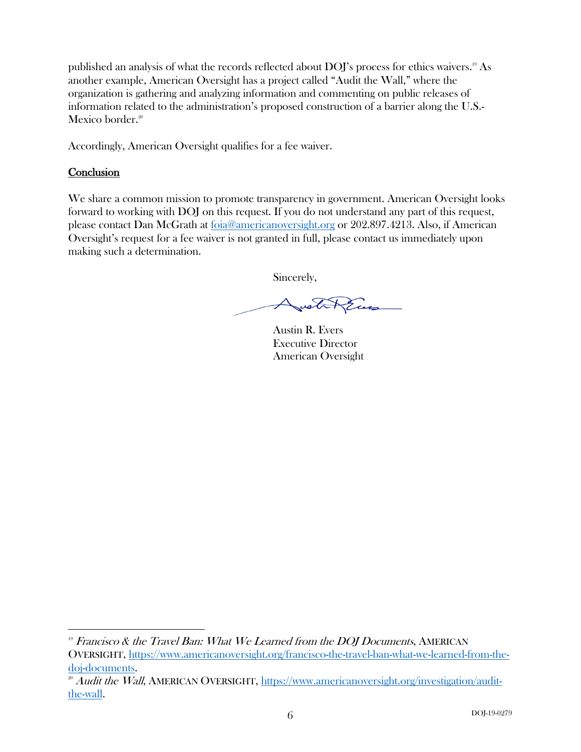published an analysis of what the records reflected about DOJ's process for ethics waivers.[19] As another example, American Oversight has a project called "Audit the Wall," where the organization is gathering and analyzing information and commenting on public releases of information related to the administration's proposed construction of a barrier along the U.S.-Mexico border.[20]

Accordingly, American Oversight qualifies for a fee waiver.

## Conclusion

We share a common mission to promote transparency in government. American Oversight looks forward to working with DOJ on this request. If you do not understand any part of this request, please contact Dan McGrath at foia@americanoversight.org or 202.897.4213. Also, if American Oversight's request for a fee waiver is not granted in full, please contact us immediately upon making such a determination.

Sincerely,

Austin R. Evers
Executive Director
American Oversight

---

[19] *Francisco & the Travel Ban: What We Learned from the DOJ Documents*, AMERICAN OVERSIGHT, https://www.americanoversight.org/francisco-the-travel-ban-what-we-learned-from-the-doj-documents.

[20] *Audit the Wall*, AMERICAN OVERSIGHT, https://www.americanoversight.org/investigation/audit-the-wall.

DOJ-19-0279